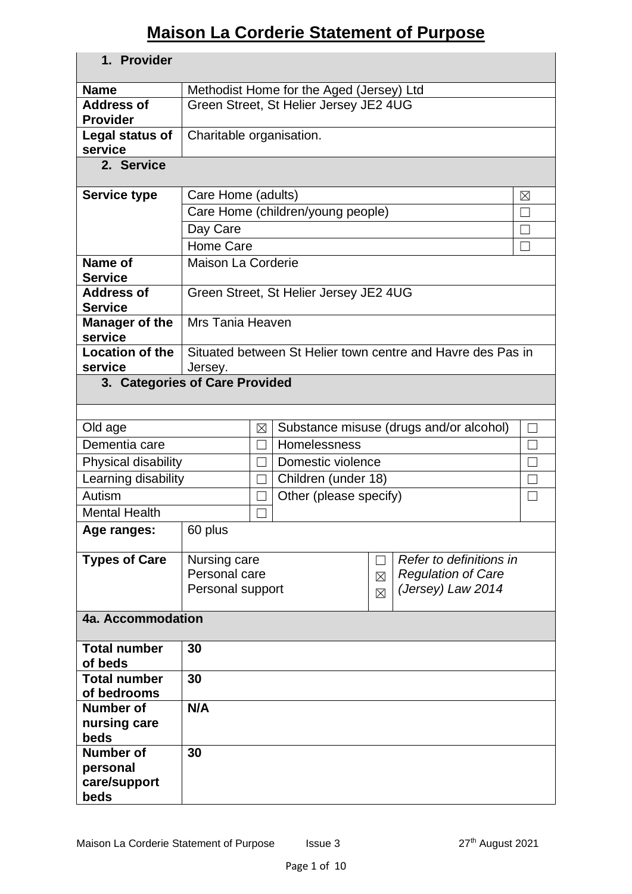# Maison La Corderie Statement of Purpose

| **1. Provider** | |
|---|---|
| **Name** | Methodist Home for the Aged (Jersey) Ltd |
| **Address of Provider** | Green Street, St Helier Jersey JE2 4UG |
| **Legal status of service** | Charitable organisation. |

| **2. Service** | | |
|---|---|---|
| **Service type** | Care Home (adults) | ☒ |
| | Care Home (children/young people) | ☐ |
| | Day Care | ☐ |
| | Home Care | ☐ |
| **Name of Service** | Maison La Corderie | |
| **Address of Service** | Green Street, St Helier Jersey JE2 4UG | |
| **Manager of the service** | Mrs Tania Heaven | |
| **Location of the service** | Situated between St Helier town centre and Havre des Pas in Jersey. | |

| **3. Categories of Care Provided** | | | |
|---|---|---|---|
| Old age | ☒ | Substance misuse (drugs and/or alcohol) | ☐ |
| Dementia care | ☐ | Homelessness | ☐ |
| Physical disability | ☐ | Domestic violence | ☐ |
| Learning disability | ☐ | Children (under 18) | ☐ |
| Autism | ☐ | Other (please specify) | ☐ |
| Mental Health | ☐ | | |

| | | | |
|---|---|---|---|
| **Age ranges:** | 60 plus | | |
| **Types of Care** | Nursing care<br>Personal care<br>Personal support | ☐<br>☒<br>☒ | *Refer to definitions in Regulation of Care (Jersey) Law 2014* |

| **4a. Accommodation** | |
|---|---|
| **Total number of beds** | **30** |
| **Total number of bedrooms** | **30** |
| **Number of nursing care beds** | **N/A** |
| **Number of personal care/support beds** | **30** |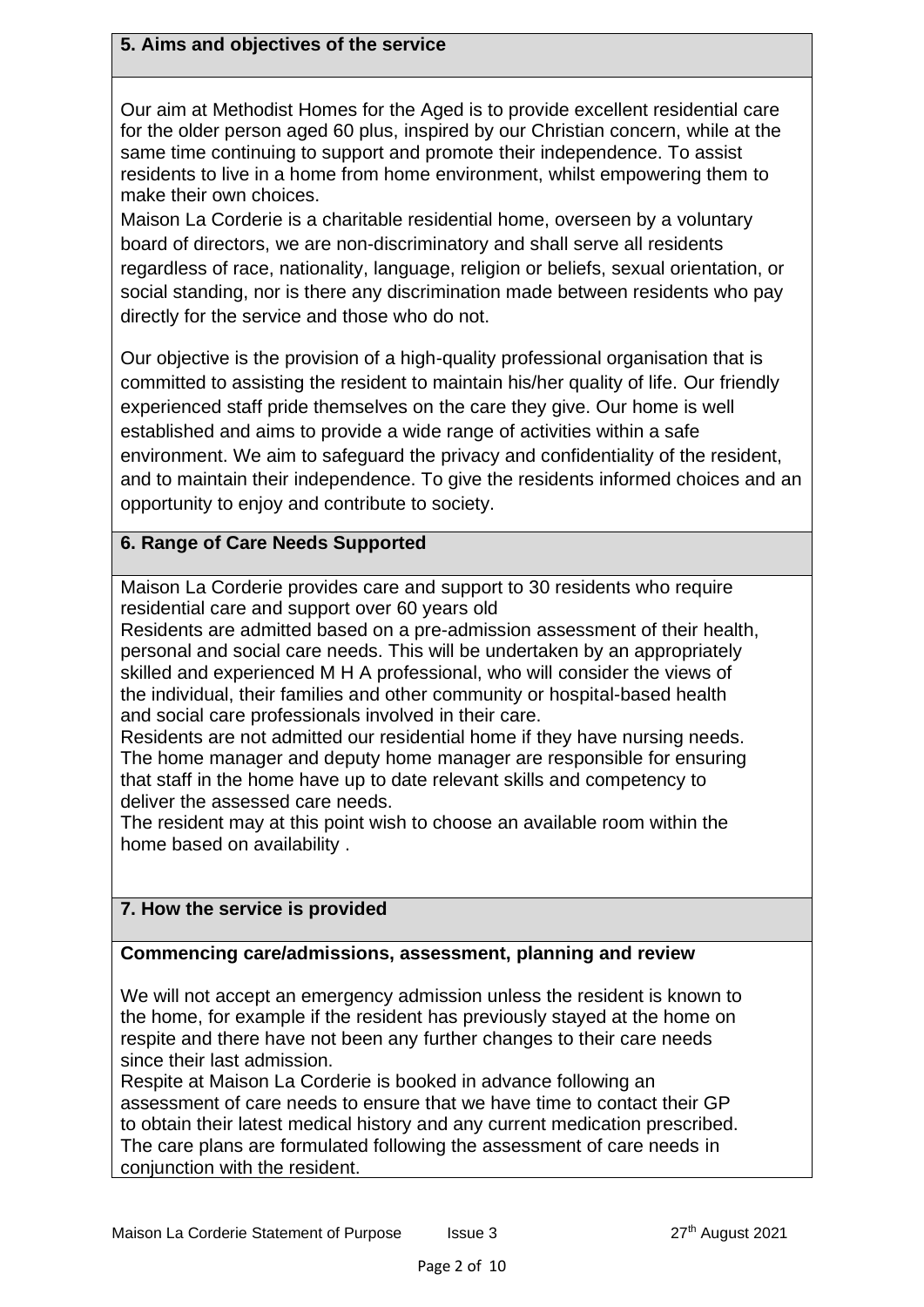## 5. Aims and objectives of the service

Our aim at Methodist Homes for the Aged is to provide excellent residential care for the older person aged 60 plus, inspired by our Christian concern, while at the same time continuing to support and promote their independence. To assist residents to live in a home from home environment, whilst empowering them to make their own choices.

Maison La Corderie is a charitable residential home, overseen by a voluntary board of directors, we are non-discriminatory and shall serve all residents regardless of race, nationality, language, religion or beliefs, sexual orientation, or social standing, nor is there any discrimination made between residents who pay directly for the service and those who do not.

Our objective is the provision of a high-quality professional organisation that is committed to assisting the resident to maintain his/her quality of life. Our friendly experienced staff pride themselves on the care they give. Our home is well established and aims to provide a wide range of activities within a safe environment. We aim to safeguard the privacy and confidentiality of the resident, and to maintain their independence. To give the residents informed choices and an opportunity to enjoy and contribute to society.

## 6. Range of Care Needs Supported

Maison La Corderie provides care and support to 30 residents who require residential care and support over 60 years old

Residents are admitted based on a pre-admission assessment of their health, personal and social care needs. This will be undertaken by an appropriately skilled and experienced M H A professional, who will consider the views of the individual, their families and other community or hospital-based health and social care professionals involved in their care.

Residents are not admitted our residential home if they have nursing needs.

The home manager and deputy home manager are responsible for ensuring that staff in the home have up to date relevant skills and competency to deliver the assessed care needs.

The resident may at this point wish to choose an available room within the home based on availability .

## 7. How the service is provided

**Commencing care/admissions, assessment, planning and review**

We will not accept an emergency admission unless the resident is known to the home, for example if the resident has previously stayed at the home on respite and there have not been any further changes to their care needs since their last admission.

Respite at Maison La Corderie is booked in advance following an assessment of care needs to ensure that we have time to contact their GP to obtain their latest medical history and any current medication prescribed.

The care plans are formulated following the assessment of care needs in conjunction with the resident.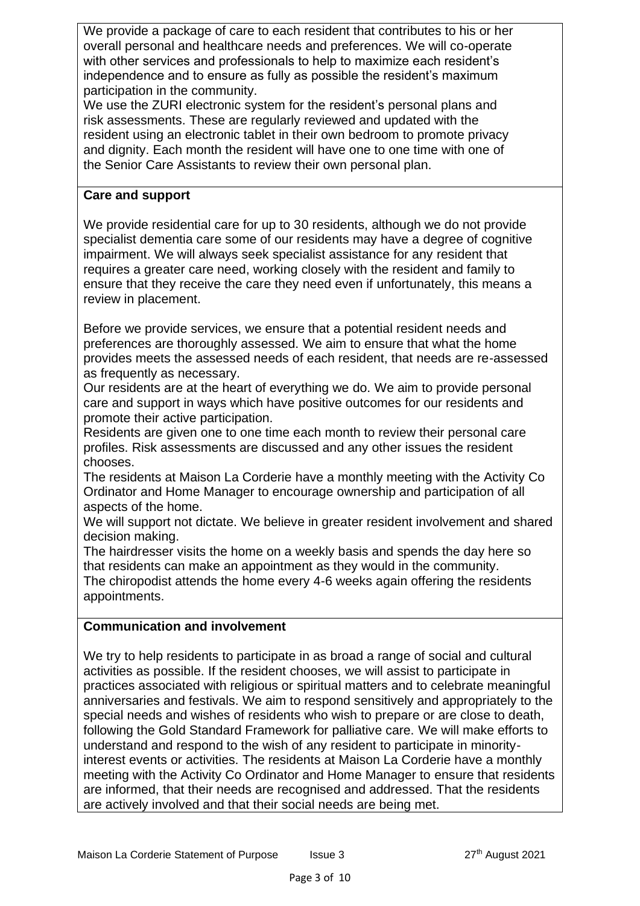We provide a package of care to each resident that contributes to his or her overall personal and healthcare needs and preferences. We will co-operate with other services and professionals to help to maximize each resident's independence and to ensure as fully as possible the resident's maximum participation in the community.

We use the ZURI electronic system for the resident's personal plans and risk assessments. These are regularly reviewed and updated with the resident using an electronic tablet in their own bedroom to promote privacy and dignity. Each month the resident will have one to one time with one of the Senior Care Assistants to review their own personal plan.

## Care and support

We provide residential care for up to 30 residents, although we do not provide specialist dementia care some of our residents may have a degree of cognitive impairment. We will always seek specialist assistance for any resident that requires a greater care need, working closely with the resident and family to ensure that they receive the care they need even if unfortunately, this means a review in placement.

Before we provide services, we ensure that a potential resident needs and preferences are thoroughly assessed. We aim to ensure that what the home provides meets the assessed needs of each resident, that needs are re-assessed as frequently as necessary.

Our residents are at the heart of everything we do. We aim to provide personal care and support in ways which have positive outcomes for our residents and promote their active participation.

Residents are given one to one time each month to review their personal care profiles. Risk assessments are discussed and any other issues the resident chooses.

The residents at Maison La Corderie have a monthly meeting with the Activity Co Ordinator and Home Manager to encourage ownership and participation of all aspects of the home.

We will support not dictate. We believe in greater resident involvement and shared decision making.

The hairdresser visits the home on a weekly basis and spends the day here so that residents can make an appointment as they would in the community.

The chiropodist attends the home every 4-6 weeks again offering the residents appointments.

## Communication and involvement

We try to help residents to participate in as broad a range of social and cultural activities as possible. If the resident chooses, we will assist to participate in practices associated with religious or spiritual matters and to celebrate meaningful anniversaries and festivals. We aim to respond sensitively and appropriately to the special needs and wishes of residents who wish to prepare or are close to death, following the Gold Standard Framework for palliative care. We will make efforts to understand and respond to the wish of any resident to participate in minority-interest events or activities. The residents at Maison La Corderie have a monthly meeting with the Activity Co Ordinator and Home Manager to ensure that residents are informed, that their needs are recognised and addressed. That the residents are actively involved and that their social needs are being met.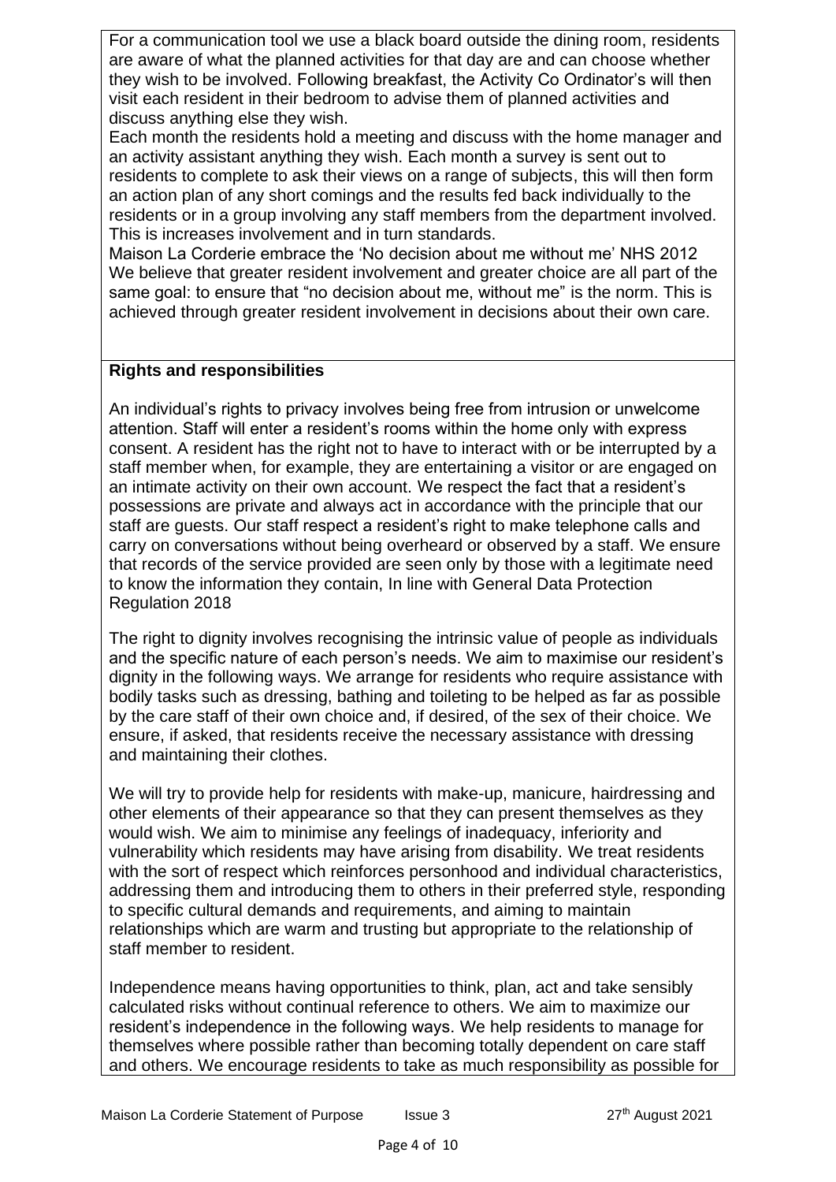For a communication tool we use a black board outside the dining room, residents are aware of what the planned activities for that day are and can choose whether they wish to be involved. Following breakfast, the Activity Co Ordinator's will then visit each resident in their bedroom to advise them of planned activities and discuss anything else they wish.

Each month the residents hold a meeting and discuss with the home manager and an activity assistant anything they wish. Each month a survey is sent out to residents to complete to ask their views on a range of subjects, this will then form an action plan of any short comings and the results fed back individually to the residents or in a group involving any staff members from the department involved. This is increases involvement and in turn standards.

Maison La Corderie embrace the 'No decision about me without me' NHS 2012 We believe that greater resident involvement and greater choice are all part of the same goal: to ensure that "no decision about me, without me" is the norm. This is achieved through greater resident involvement in decisions about their own care.

**Rights and responsibilities**

An individual's rights to privacy involves being free from intrusion or unwelcome attention. Staff will enter a resident's rooms within the home only with express consent. A resident has the right not to have to interact with or be interrupted by a staff member when, for example, they are entertaining a visitor or are engaged on an intimate activity on their own account. We respect the fact that a resident's possessions are private and always act in accordance with the principle that our staff are guests. Our staff respect a resident's right to make telephone calls and carry on conversations without being overheard or observed by a staff. We ensure that records of the service provided are seen only by those with a legitimate need to know the information they contain, In line with General Data Protection Regulation 2018

The right to dignity involves recognising the intrinsic value of people as individuals and the specific nature of each person's needs. We aim to maximise our resident's dignity in the following ways. We arrange for residents who require assistance with bodily tasks such as dressing, bathing and toileting to be helped as far as possible by the care staff of their own choice and, if desired, of the sex of their choice. We ensure, if asked, that residents receive the necessary assistance with dressing and maintaining their clothes.

We will try to provide help for residents with make-up, manicure, hairdressing and other elements of their appearance so that they can present themselves as they would wish. We aim to minimise any feelings of inadequacy, inferiority and vulnerability which residents may have arising from disability. We treat residents with the sort of respect which reinforces personhood and individual characteristics, addressing them and introducing them to others in their preferred style, responding to specific cultural demands and requirements, and aiming to maintain relationships which are warm and trusting but appropriate to the relationship of staff member to resident.

Independence means having opportunities to think, plan, act and take sensibly calculated risks without continual reference to others. We aim to maximize our resident's independence in the following ways. We help residents to manage for themselves where possible rather than becoming totally dependent on care staff and others. We encourage residents to take as much responsibility as possible for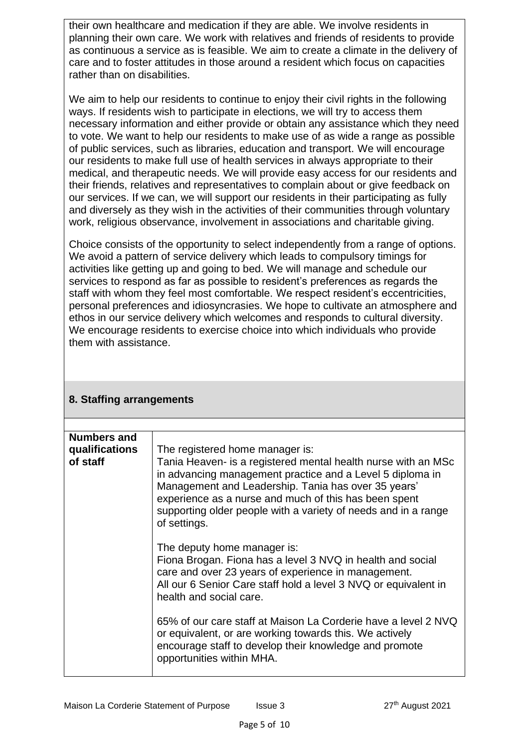their own healthcare and medication if they are able. We involve residents in planning their own care. We work with relatives and friends of residents to provide as continuous a service as is feasible. We aim to create a climate in the delivery of care and to foster attitudes in those around a resident which focus on capacities rather than on disabilities.

We aim to help our residents to continue to enjoy their civil rights in the following ways. If residents wish to participate in elections, we will try to access them necessary information and either provide or obtain any assistance which they need to vote. We want to help our residents to make use of as wide a range as possible of public services, such as libraries, education and transport. We will encourage our residents to make full use of health services in always appropriate to their medical, and therapeutic needs. We will provide easy access for our residents and their friends, relatives and representatives to complain about or give feedback on our services. If we can, we will support our residents in their participating as fully and diversely as they wish in the activities of their communities through voluntary work, religious observance, involvement in associations and charitable giving.

Choice consists of the opportunity to select independently from a range of options. We avoid a pattern of service delivery which leads to compulsory timings for activities like getting up and going to bed. We will manage and schedule our services to respond as far as possible to resident's preferences as regards the staff with whom they feel most comfortable. We respect resident's eccentricities, personal preferences and idiosyncrasies. We hope to cultivate an atmosphere and ethos in our service delivery which welcomes and responds to cultural diversity. We encourage residents to exercise choice into which individuals who provide them with assistance.

## 8. Staffing arrangements

| | |
|---|---|
| **Numbers and qualifications of staff** | The registered home manager is:<br>Tania Heaven- is a registered mental health nurse with an MSc in advancing management practice and a Level 5 diploma in Management and Leadership. Tania has over 35 years' experience as a nurse and much of this has been spent supporting older people with a variety of needs and in a range of settings.<br><br>The deputy home manager is:<br>Fiona Brogan. Fiona has a level 3 NVQ in health and social care and over 23 years of experience in management.<br>All our 6 Senior Care staff hold a level 3 NVQ or equivalent in health and social care.<br><br>65% of our care staff at Maison La Corderie have a level 2 NVQ or equivalent, or are working towards this. We actively encourage staff to develop their knowledge and promote opportunities within MHA. |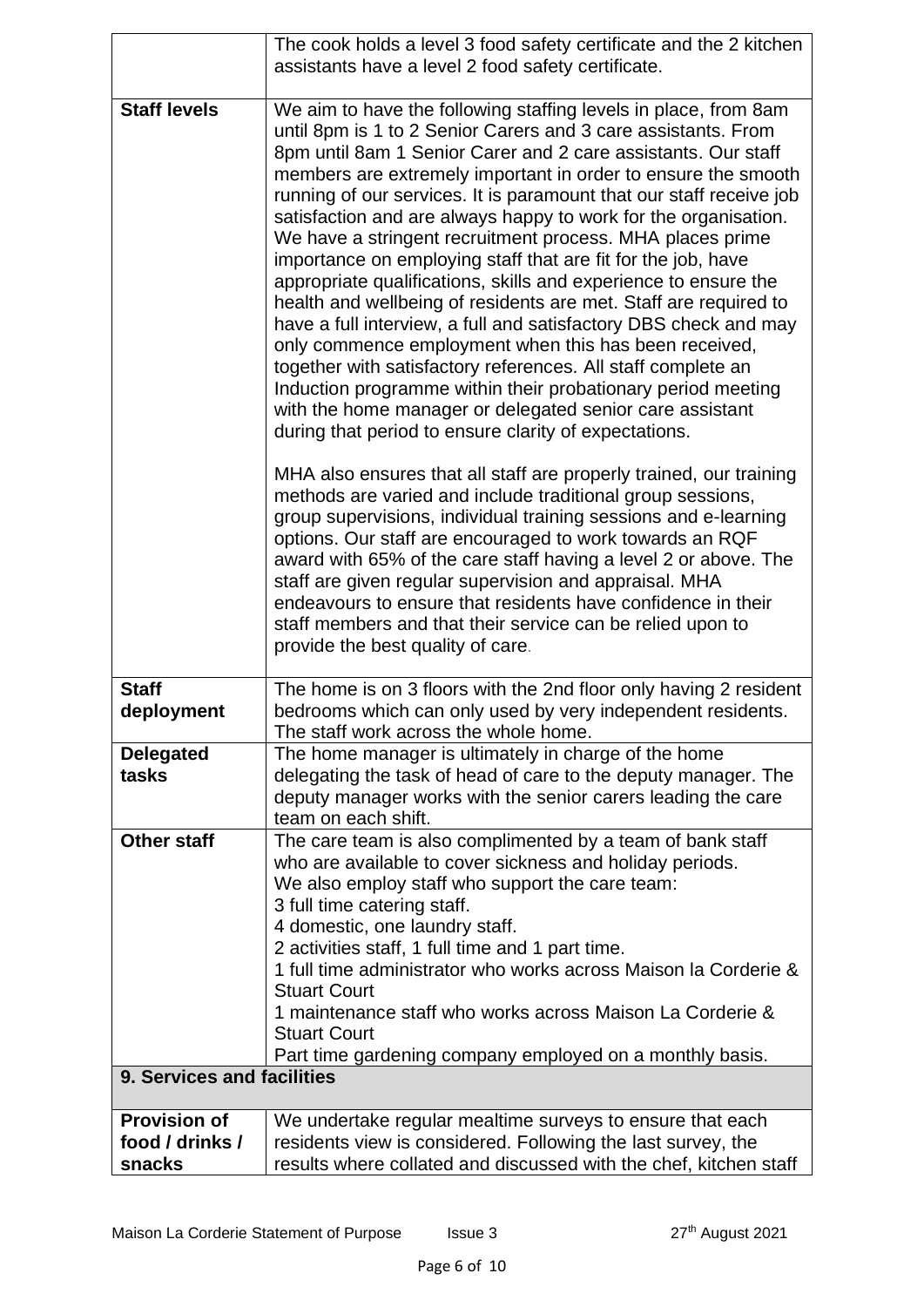| | |
|---|---|
| | The cook holds a level 3 food safety certificate and the 2 kitchen assistants have a level 2 food safety certificate. |
| **Staff levels** | We aim to have the following staffing levels in place, from 8am until 8pm is 1 to 2 Senior Carers and 3 care assistants. From 8pm until 8am 1 Senior Carer and 2 care assistants. Our staff members are extremely important in order to ensure the smooth running of our services. It is paramount that our staff receive job satisfaction and are always happy to work for the organisation. We have a stringent recruitment process. MHA places prime importance on employing staff that are fit for the job, have appropriate qualifications, skills and experience to ensure the health and wellbeing of residents are met. Staff are required to have a full interview, a full and satisfactory DBS check and may only commence employment when this has been received, together with satisfactory references. All staff complete an Induction programme within their probationary period meeting with the home manager or delegated senior care assistant during that period to ensure clarity of expectations.<br><br>MHA also ensures that all staff are properly trained, our training methods are varied and include traditional group sessions, group supervisions, individual training sessions and e-learning options. Our staff are encouraged to work towards an RQF award with 65% of the care staff having a level 2 or above. The staff are given regular supervision and appraisal. MHA endeavours to ensure that residents have confidence in their staff members and that their service can be relied upon to provide the best quality of care. |
| **Staff deployment** | The home is on 3 floors with the 2nd floor only having 2 resident bedrooms which can only used by very independent residents. The staff work across the whole home. |
| **Delegated tasks** | The home manager is ultimately in charge of the home delegating the task of head of care to the deputy manager. The deputy manager works with the senior carers leading the care team on each shift. |
| **Other staff** | The care team is also complimented by a team of bank staff who are available to cover sickness and holiday periods.<br>We also employ staff who support the care team:<br>3 full time catering staff.<br>4 domestic, one laundry staff.<br>2 activities staff, 1 full time and 1 part time.<br>1 full time administrator who works across Maison la Corderie & Stuart Court<br>1 maintenance staff who works across Maison La Corderie & Stuart Court<br>Part time gardening company employed on a monthly basis. |
| **9. Services and facilities** | |
| **Provision of food / drinks / snacks** | We undertake regular mealtime surveys to ensure that each residents view is considered. Following the last survey, the results where collated and discussed with the chef, kitchen staff |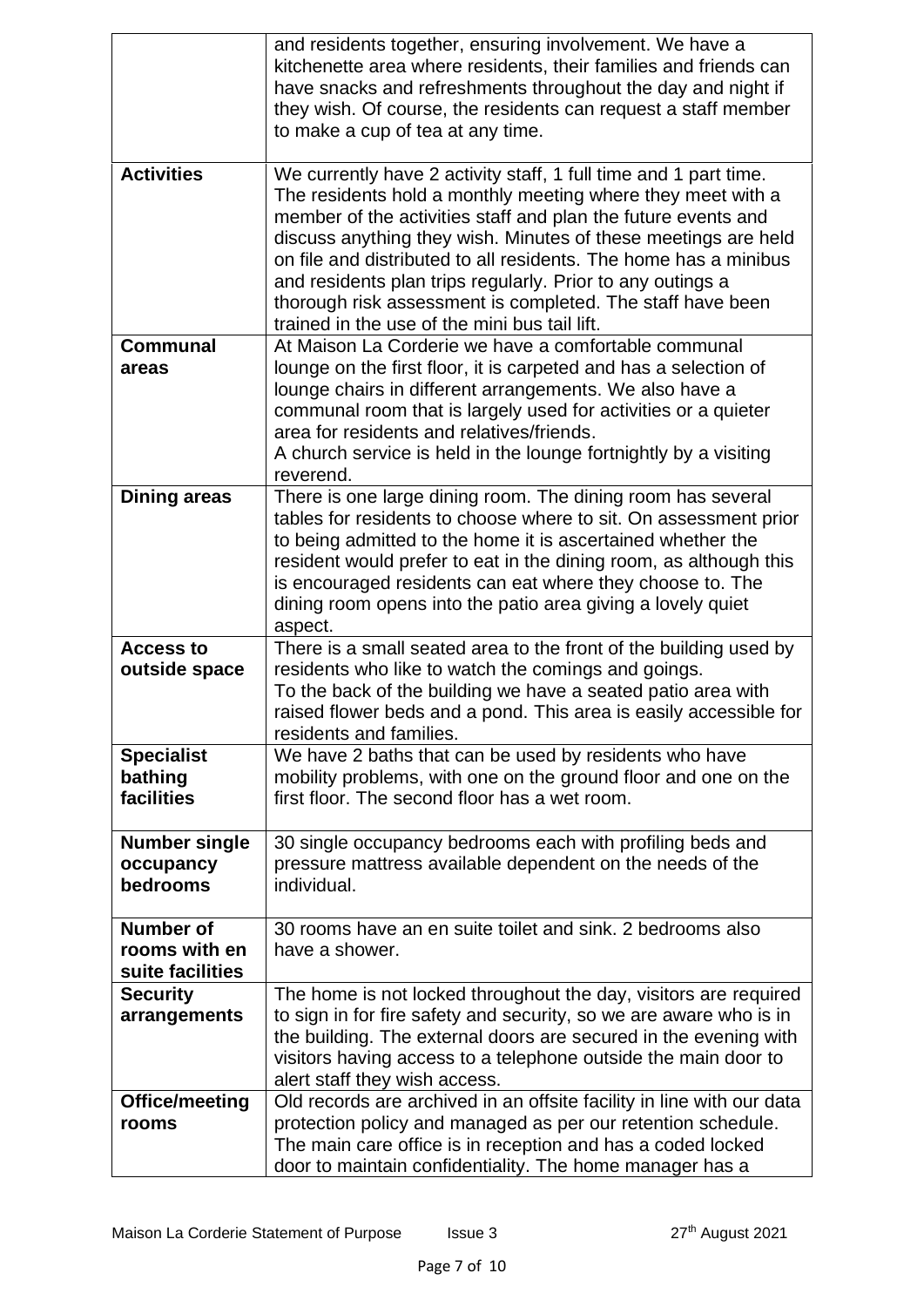| | |
|---|---|
| | and residents together, ensuring involvement. We have a kitchenette area where residents, their families and friends can have snacks and refreshments throughout the day and night if they wish. Of course, the residents can request a staff member to make a cup of tea at any time. |
| **Activities** | We currently have 2 activity staff, 1 full time and 1 part time. The residents hold a monthly meeting where they meet with a member of the activities staff and plan the future events and discuss anything they wish. Minutes of these meetings are held on file and distributed to all residents. The home has a minibus and residents plan trips regularly. Prior to any outings a thorough risk assessment is completed. The staff have been trained in the use of the mini bus tail lift. |
| **Communal areas** | At Maison La Corderie we have a comfortable communal lounge on the first floor, it is carpeted and has a selection of lounge chairs in different arrangements. We also have a communal room that is largely used for activities or a quieter area for residents and relatives/friends.<br>A church service is held in the lounge fortnightly by a visiting reverend. |
| **Dining areas** | There is one large dining room. The dining room has several tables for residents to choose where to sit. On assessment prior to being admitted to the home it is ascertained whether the resident would prefer to eat in the dining room, as although this is encouraged residents can eat where they choose to. The dining room opens into the patio area giving a lovely quiet aspect. |
| **Access to outside space** | There is a small seated area to the front of the building used by residents who like to watch the comings and goings.<br>To the back of the building we have a seated patio area with raised flower beds and a pond. This area is easily accessible for residents and families. |
| **Specialist bathing facilities** | We have 2 baths that can be used by residents who have mobility problems, with one on the ground floor and one on the first floor. The second floor has a wet room. |
| **Number single occupancy bedrooms** | 30 single occupancy bedrooms each with profiling beds and pressure mattress available dependent on the needs of the individual. |
| **Number of rooms with en suite facilities** | 30 rooms have an en suite toilet and sink. 2 bedrooms also have a shower. |
| **Security arrangements** | The home is not locked throughout the day, visitors are required to sign in for fire safety and security, so we are aware who is in the building. The external doors are secured in the evening with visitors having access to a telephone outside the main door to alert staff they wish access. |
| **Office/meeting rooms** | Old records are archived in an offsite facility in line with our data protection policy and managed as per our retention schedule. The main care office is in reception and has a coded locked door to maintain confidentiality. The home manager has a |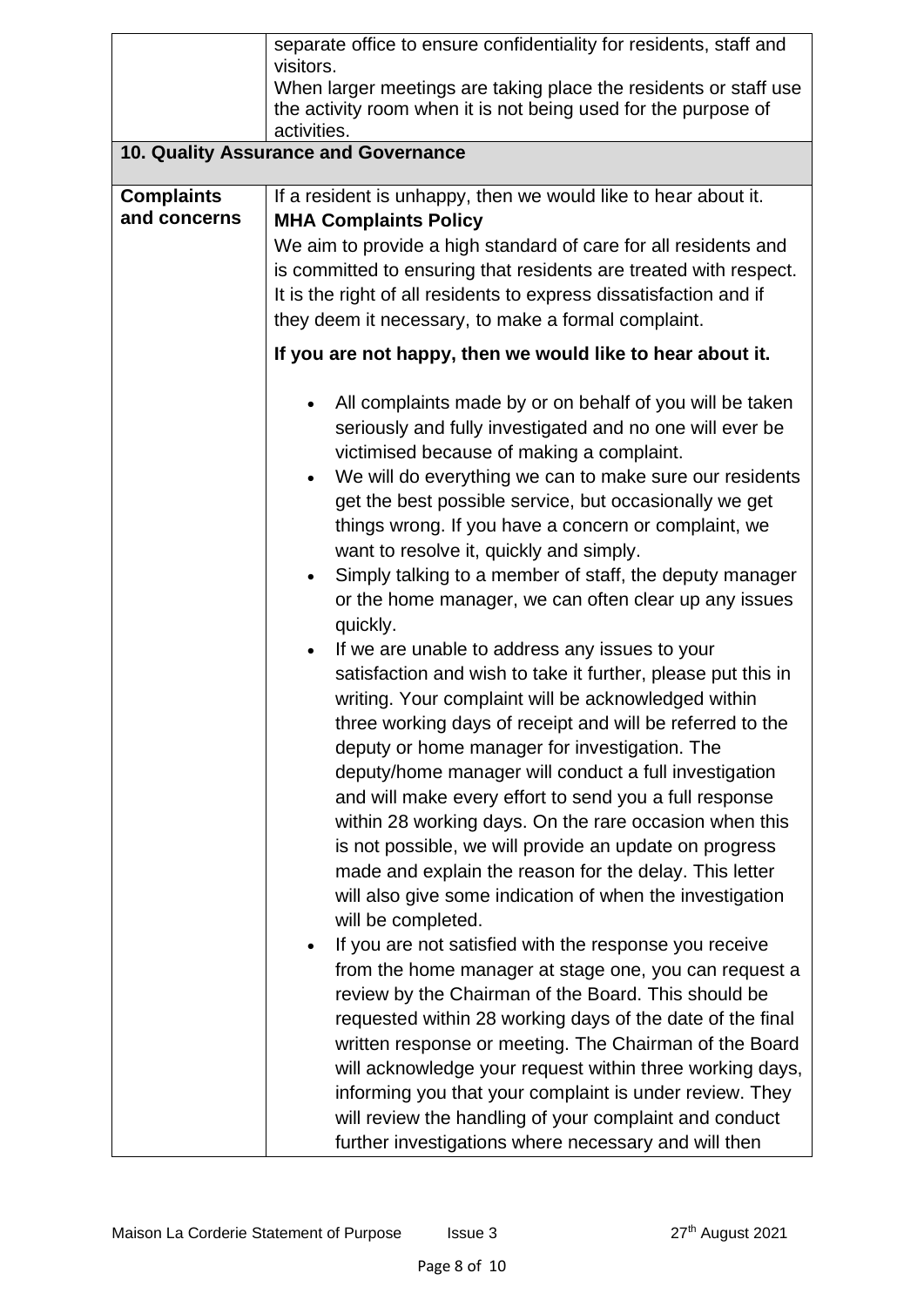| | |
|---|---|
| | separate office to ensure confidentiality for residents, staff and visitors.<br>When larger meetings are taking place the residents or staff use the activity room when it is not being used for the purpose of activities. |

## 10. Quality Assurance and Governance

| | |
|---|---|
| **Complaints and concerns** | If a resident is unhappy, then we would like to hear about it.<br>**MHA Complaints Policy**<br>We aim to provide a high standard of care for all residents and is committed to ensuring that residents are treated with respect. It is the right of all residents to express dissatisfaction and if they deem it necessary, to make a formal complaint.<br>**If you are not happy, then we would like to hear about it.**<br>• All complaints made by or on behalf of you will be taken seriously and fully investigated and no one will ever be victimised because of making a complaint.<br>• We will do everything we can to make sure our residents get the best possible service, but occasionally we get things wrong. If you have a concern or complaint, we want to resolve it, quickly and simply.<br>• Simply talking to a member of staff, the deputy manager or the home manager, we can often clear up any issues quickly.<br>• If we are unable to address any issues to your satisfaction and wish to take it further, please put this in writing. Your complaint will be acknowledged within three working days of receipt and will be referred to the deputy or home manager for investigation. The deputy/home manager will conduct a full investigation and will make every effort to send you a full response within 28 working days. On the rare occasion when this is not possible, we will provide an update on progress made and explain the reason for the delay. This letter will also give some indication of when the investigation will be completed.<br>• If you are not satisfied with the response you receive from the home manager at stage one, you can request a review by the Chairman of the Board. This should be requested within 28 working days of the date of the final written response or meeting. The Chairman of the Board will acknowledge your request within three working days, informing you that your complaint is under review. They will review the handling of your complaint and conduct further investigations where necessary and will then |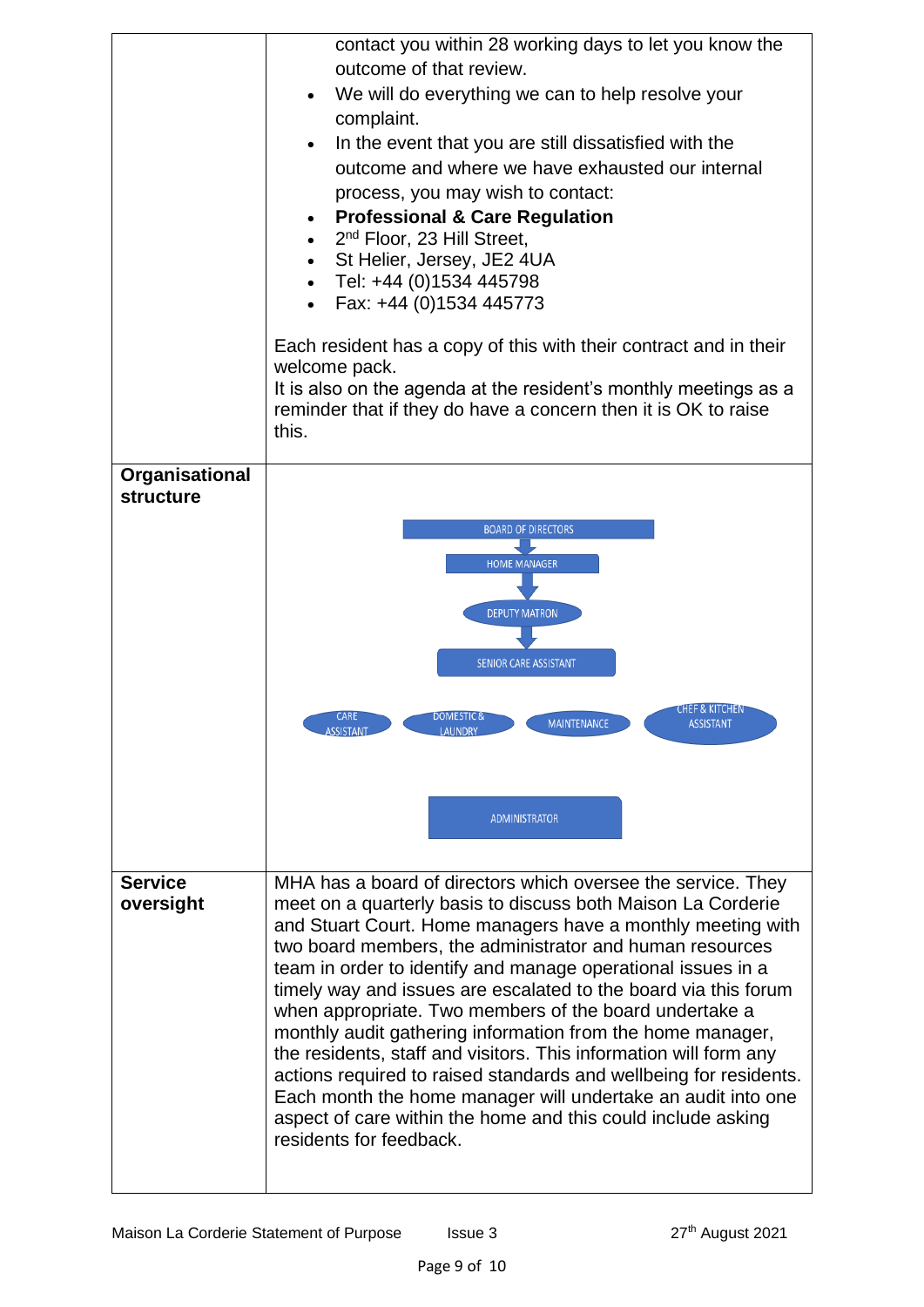| | |
|---|---|
| | contact you within 28 working days to let you know the outcome of that review.<br>• We will do everything we can to help resolve your complaint.<br>• In the event that you are still dissatisfied with the outcome and where we have exhausted our internal process, you may wish to contact:<br>• **Professional & Care Regulation**<br>• 2nd Floor, 23 Hill Street,<br>• St Helier, Jersey, JE2 4UA<br>• Tel: +44 (0)1534 445798<br>• Fax: +44 (0)1534 445773<br><br>Each resident has a copy of this with their contract and in their welcome pack.<br>It is also on the agenda at the resident's monthly meetings as a reminder that if they do have a concern then it is OK to raise this. |
| **Organisational structure** | BOARD OF DIRECTORS<br>↓<br>HOME MANAGER<br>↓<br>DEPUTY MATRON<br>↓<br>SENIOR CARE ASSISTANT<br><br>CARE ASSISTANT · DOMESTIC & LAUNDRY · MAINTENANCE · CHEF & KITCHEN ASSISTANT<br><br>ADMINISTRATOR |
| **Service oversight** | MHA has a board of directors which oversee the service. They meet on a quarterly basis to discuss both Maison La Corderie and Stuart Court. Home managers have a monthly meeting with two board members, the administrator and human resources team in order to identify and manage operational issues in a timely way and issues are escalated to the board via this forum when appropriate. Two members of the board undertake a monthly audit gathering information from the home manager, the residents, staff and visitors. This information will form any actions required to raised standards and wellbeing for residents. Each month the home manager will undertake an audit into one aspect of care within the home and this could include asking residents for feedback. |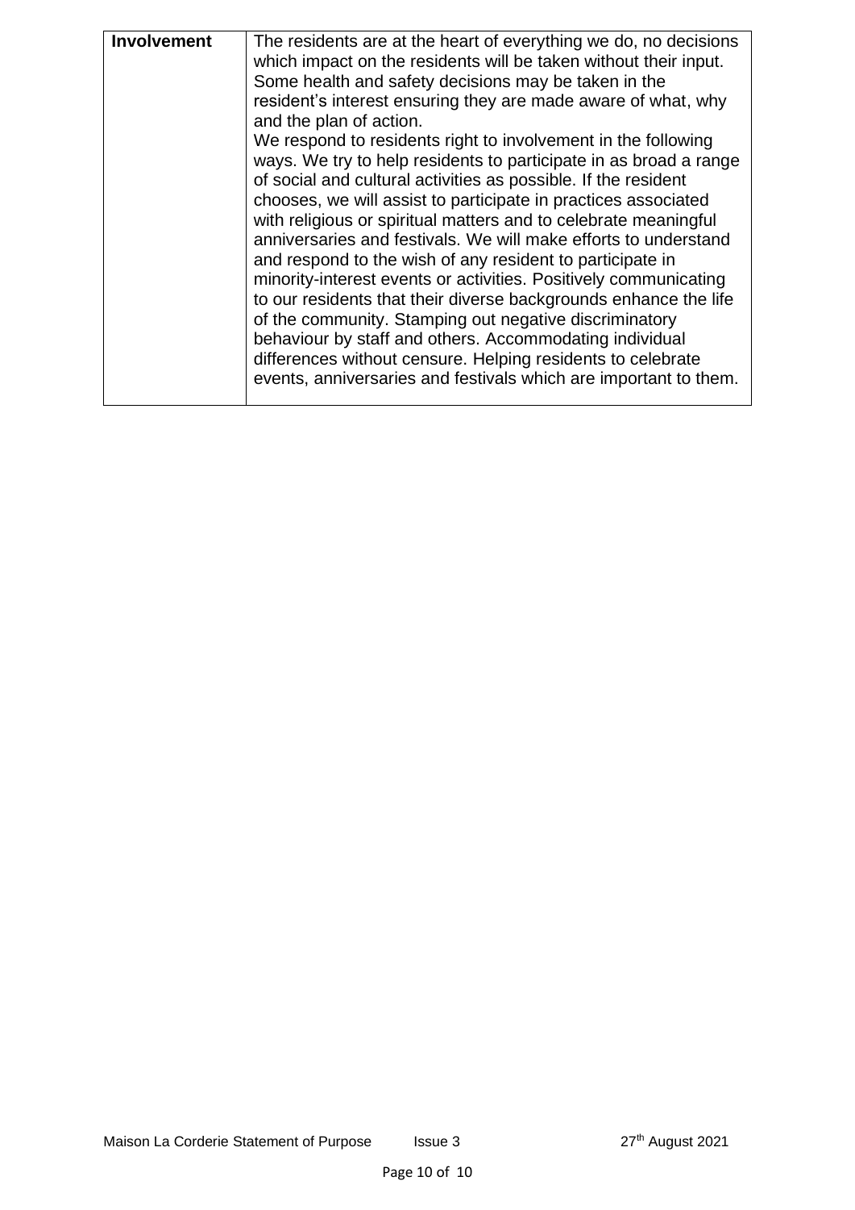| | |
|---|---|
| **Involvement** | The residents are at the heart of everything we do, no decisions which impact on the residents will be taken without their input. Some health and safety decisions may be taken in the resident's interest ensuring they are made aware of what, why and the plan of action.<br>We respond to residents right to involvement in the following ways. We try to help residents to participate in as broad a range of social and cultural activities as possible. If the resident chooses, we will assist to participate in practices associated with religious or spiritual matters and to celebrate meaningful anniversaries and festivals. We will make efforts to understand and respond to the wish of any resident to participate in minority-interest events or activities. Positively communicating to our residents that their diverse backgrounds enhance the life of the community. Stamping out negative discriminatory behaviour by staff and others. Accommodating individual differences without censure. Helping residents to celebrate events, anniversaries and festivals which are important to them. |